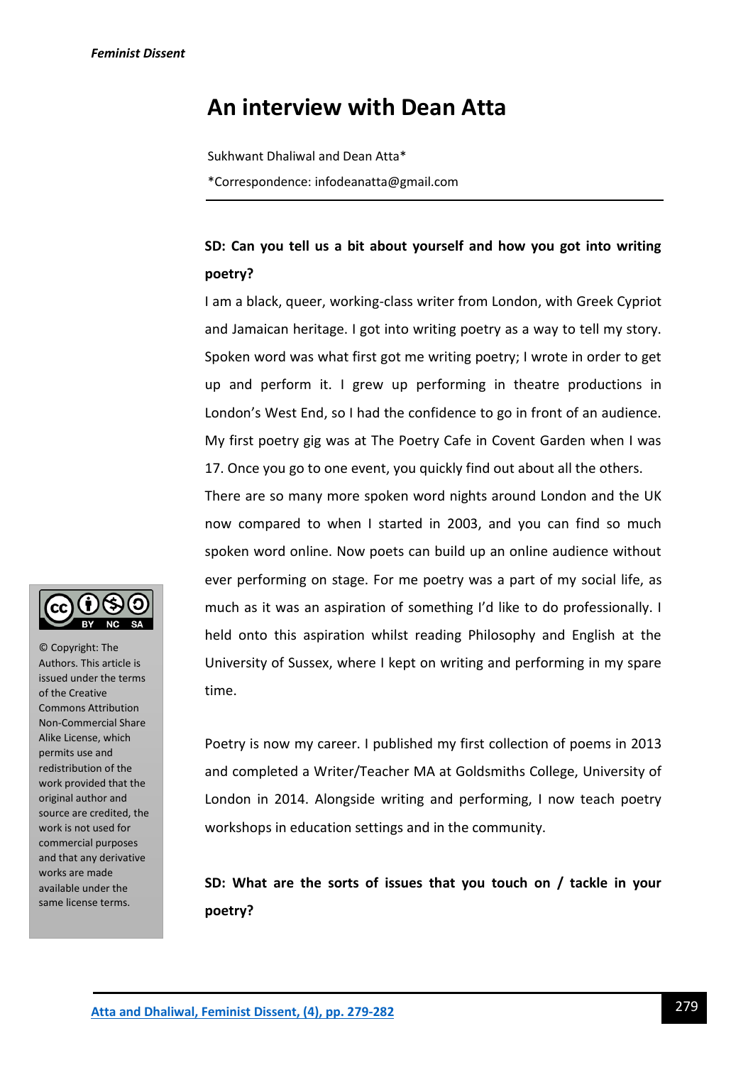// Running header "Feminist Dissent" and footer are omitted
# An interview with Dean Atta

Sukhwant Dhaliwal and Dean Atta*

*Correspondence: infodeanatta@gmail.com

**SD: Can you tell us a bit about yourself and how you got into writing poetry?**

I am a black, queer, working-class writer from London, with Greek Cypriot and Jamaican heritage. I got into writing poetry as a way to tell my story. Spoken word was what first got me writing poetry; I wrote in order to get up and perform it. I grew up performing in theatre productions in London's West End, so I had the confidence to go in front of an audience. My first poetry gig was at The Poetry Cafe in Covent Garden when I was 17. Once you go to one event, you quickly find out about all the others. There are so many more spoken word nights around London and the UK now compared to when I started in 2003, and you can find so much spoken word online. Now poets can build up an online audience without ever performing on stage. For me poetry was a part of my social life, as much as it was an aspiration of something I'd like to do professionally. I held onto this aspiration whilst reading Philosophy and English at the University of Sussex, where I kept on writing and performing in my spare time.

Poetry is now my career. I published my first collection of poems in 2013 and completed a Writer/Teacher MA at Goldsmiths College, University of London in 2014. Alongside writing and performing, I now teach poetry workshops in education settings and in the community.

**SD: What are the sorts of issues that you touch on / tackle in your poetry?**

© Copyright: The Authors. This article is issued under the terms of the Creative Commons Attribution Non-Commercial Share Alike License, which permits use and redistribution of the work provided that the original author and source are credited, the work is not used for commercial purposes and that any derivative works are made available under the same license terms.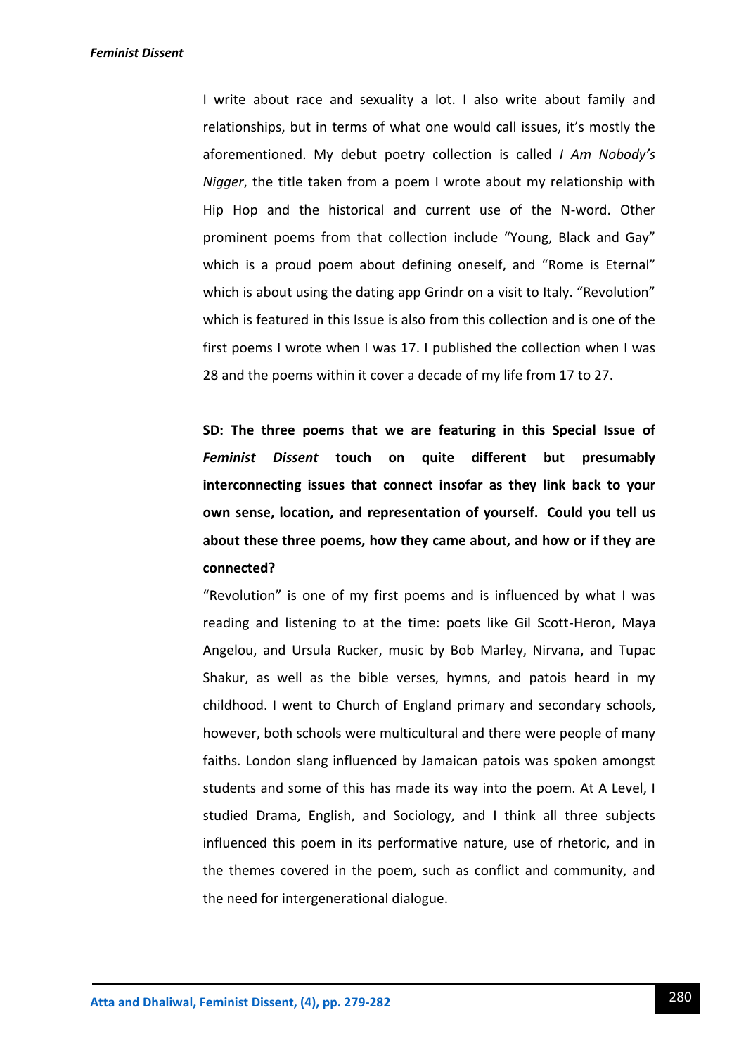I write about race and sexuality a lot. I also write about family and relationships, but in terms of what one would call issues, it's mostly the aforementioned. My debut poetry collection is called *I Am Nobody's Nigger*, the title taken from a poem I wrote about my relationship with Hip Hop and the historical and current use of the N-word. Other prominent poems from that collection include "Young, Black and Gay" which is a proud poem about defining oneself, and "Rome is Eternal" which is about using the dating app Grindr on a visit to Italy. "Revolution" which is featured in this Issue is also from this collection and is one of the first poems I wrote when I was 17. I published the collection when I was 28 and the poems within it cover a decade of my life from 17 to 27.

**SD: The three poems that we are featuring in this Special Issue of *Feminist Dissent* touch on quite different but presumably interconnecting issues that connect insofar as they link back to your own sense, location, and representation of yourself. Could you tell us about these three poems, how they came about, and how or if they are connected?**

"Revolution" is one of my first poems and is influenced by what I was reading and listening to at the time: poets like Gil Scott-Heron, Maya Angelou, and Ursula Rucker, music by Bob Marley, Nirvana, and Tupac Shakur, as well as the bible verses, hymns, and patois heard in my childhood. I went to Church of England primary and secondary schools, however, both schools were multicultural and there were people of many faiths. London slang influenced by Jamaican patois was spoken amongst students and some of this has made its way into the poem. At A Level, I studied Drama, English, and Sociology, and I think all three subjects influenced this poem in its performative nature, use of rhetoric, and in the themes covered in the poem, such as conflict and community, and the need for intergenerational dialogue.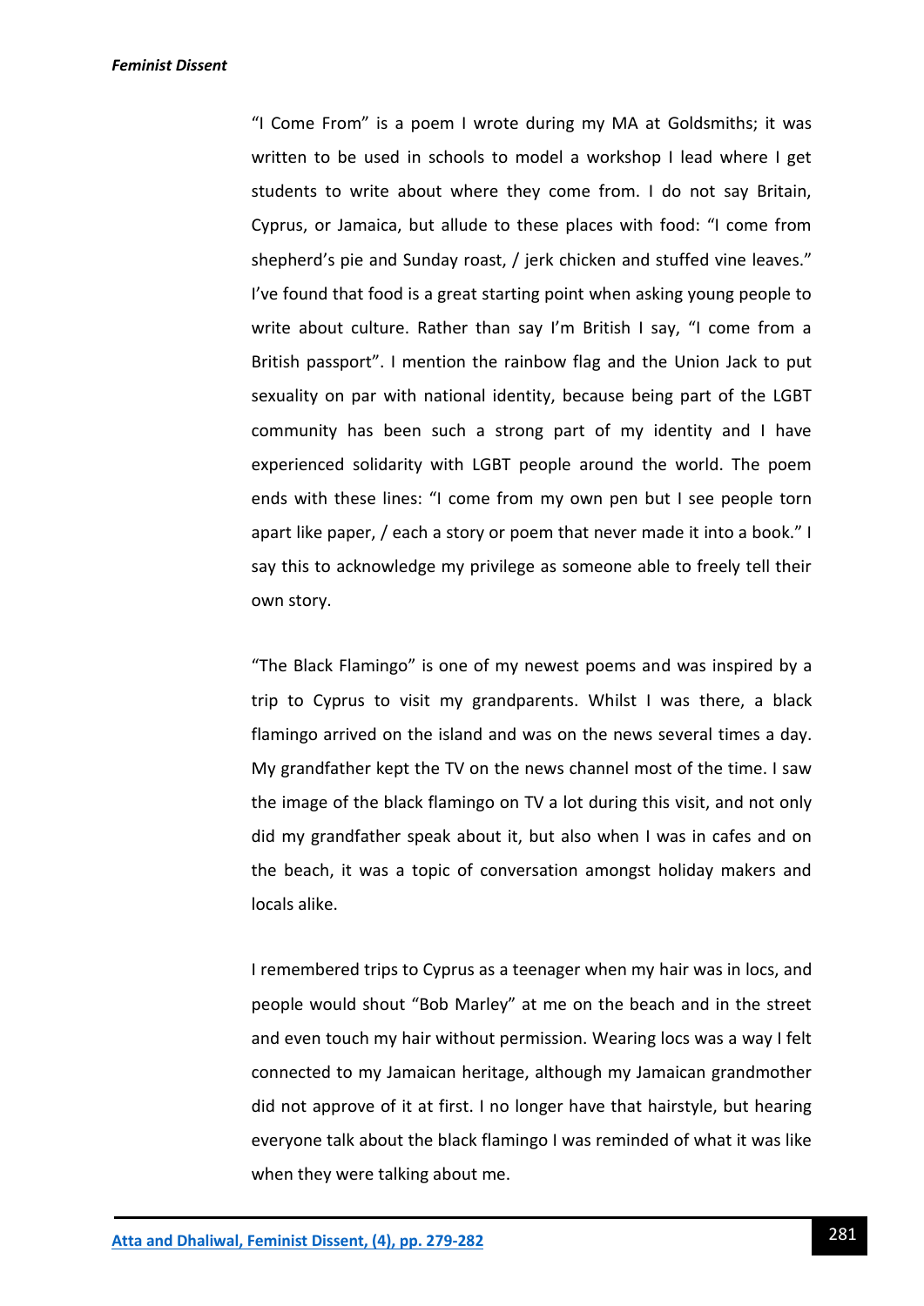"I Come From" is a poem I wrote during my MA at Goldsmiths; it was written to be used in schools to model a workshop I lead where I get students to write about where they come from. I do not say Britain, Cyprus, or Jamaica, but allude to these places with food: "I come from shepherd's pie and Sunday roast, / jerk chicken and stuffed vine leaves." I've found that food is a great starting point when asking young people to write about culture. Rather than say I'm British I say, "I come from a British passport". I mention the rainbow flag and the Union Jack to put sexuality on par with national identity, because being part of the LGBT community has been such a strong part of my identity and I have experienced solidarity with LGBT people around the world. The poem ends with these lines: "I come from my own pen but I see people torn apart like paper, / each a story or poem that never made it into a book." I say this to acknowledge my privilege as someone able to freely tell their own story.

"The Black Flamingo" is one of my newest poems and was inspired by a trip to Cyprus to visit my grandparents. Whilst I was there, a black flamingo arrived on the island and was on the news several times a day. My grandfather kept the TV on the news channel most of the time. I saw the image of the black flamingo on TV a lot during this visit, and not only did my grandfather speak about it, but also when I was in cafes and on the beach, it was a topic of conversation amongst holiday makers and locals alike.

I remembered trips to Cyprus as a teenager when my hair was in locs, and people would shout "Bob Marley" at me on the beach and in the street and even touch my hair without permission. Wearing locs was a way I felt connected to my Jamaican heritage, although my Jamaican grandmother did not approve of it at first. I no longer have that hairstyle, but hearing everyone talk about the black flamingo I was reminded of what it was like when they were talking about me.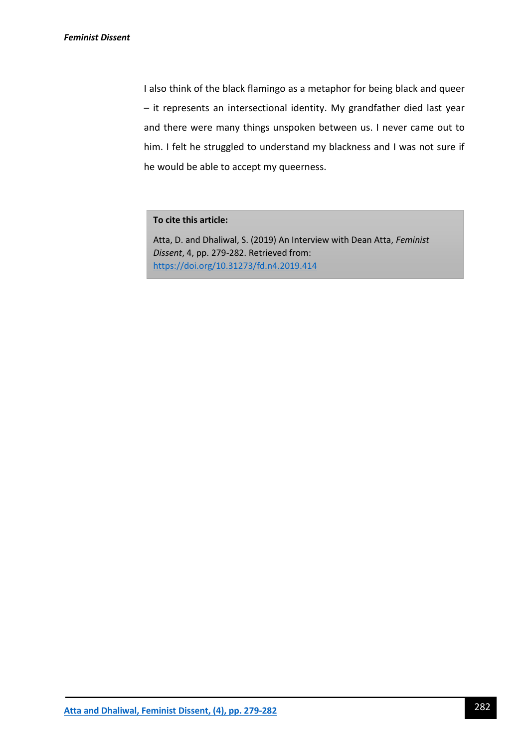I also think of the black flamingo as a metaphor for being black and queer – it represents an intersectional identity. My grandfather died last year and there were many things unspoken between us. I never came out to him. I felt he struggled to understand my blackness and I was not sure if he would be able to accept my queerness.

**To cite this article:**

Atta, D. and Dhaliwal, S. (2019) An Interview with Dean Atta, *Feminist Dissent*, 4, pp. 279-282. Retrieved from: https://doi.org/10.31273/fd.n4.2019.414